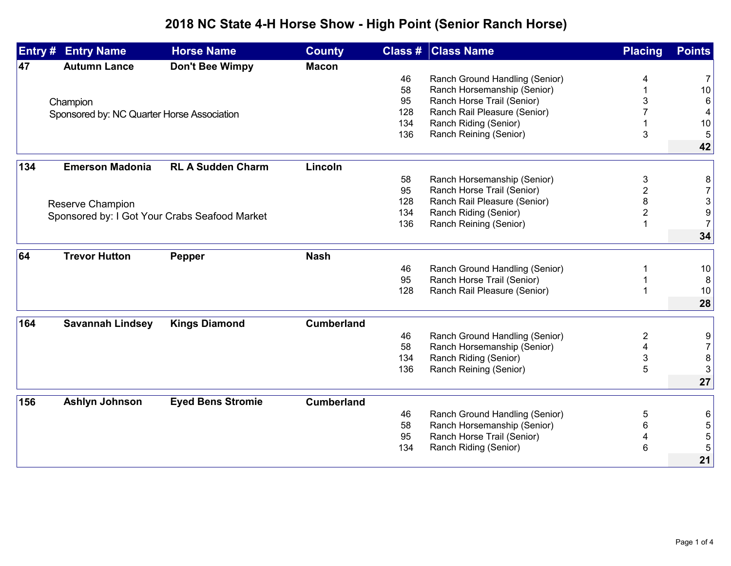# 2018 NC State 4-H Horse Show - High Point (Senior Ranch Horse)

| Entry # | Entry Name | Horse Name | County | Class # | Class Name | Placing | Points |
|---|---|---|---|---|---|---|---|
| 47 | **Autumn Lance** | **Don't Bee Wimpy** | **Macon** | | | | |
| | | | | 46 | Ranch Ground Handling (Senior) | 4 | 7 |
| | | | | 58 | Ranch Horsemanship (Senior) | 1 | 10 |
| | Champion | | | 95 | Ranch Horse Trail (Senior) | 3 | 6 |
| | Sponsored by: NC Quarter Horse Association | | | 128 | Ranch Rail Pleasure (Senior) | 7 | 4 |
| | | | | 134 | Ranch Riding (Senior) | 1 | 10 |
| | | | | 136 | Ranch Reining (Senior) | 3 | 5 |
| | | | | | | | **42** |
| 134 | **Emerson Madonia** | **RL A Sudden Charm** | **Lincoln** | | | | |
| | | | | 58 | Ranch Horsemanship (Senior) | 3 | 8 |
| | | | | 95 | Ranch Horse Trail (Senior) | 2 | 7 |
| | Reserve Champion | | | 128 | Ranch Rail Pleasure (Senior) | 8 | 3 |
| | Sponsored by: I Got Your Crabs Seafood Market | | | 134 | Ranch Riding (Senior) | 2 | 9 |
| | | | | 136 | Ranch Reining (Senior) | 1 | 7 |
| | | | | | | | **34** |
| 64 | **Trevor Hutton** | **Pepper** | **Nash** | | | | |
| | | | | 46 | Ranch Ground Handling (Senior) | 1 | 10 |
| | | | | 95 | Ranch Horse Trail (Senior) | 1 | 8 |
| | | | | 128 | Ranch Rail Pleasure (Senior) | 1 | 10 |
| | | | | | | | **28** |
| 164 | **Savannah Lindsey** | **Kings Diamond** | **Cumberland** | | | | |
| | | | | 46 | Ranch Ground Handling (Senior) | 2 | 9 |
| | | | | 58 | Ranch Horsemanship (Senior) | 4 | 7 |
| | | | | 134 | Ranch Riding (Senior) | 3 | 8 |
| | | | | 136 | Ranch Reining (Senior) | 5 | 3 |
| | | | | | | | **27** |
| 156 | **Ashlyn Johnson** | **Eyed Bens Stromie** | **Cumberland** | | | | |
| | | | | 46 | Ranch Ground Handling (Senior) | 5 | 6 |
| | | | | 58 | Ranch Horsemanship (Senior) | 6 | 5 |
| | | | | 95 | Ranch Horse Trail (Senior) | 4 | 5 |
| | | | | 134 | Ranch Riding (Senior) | 6 | 5 |
| | | | | | | | **21** |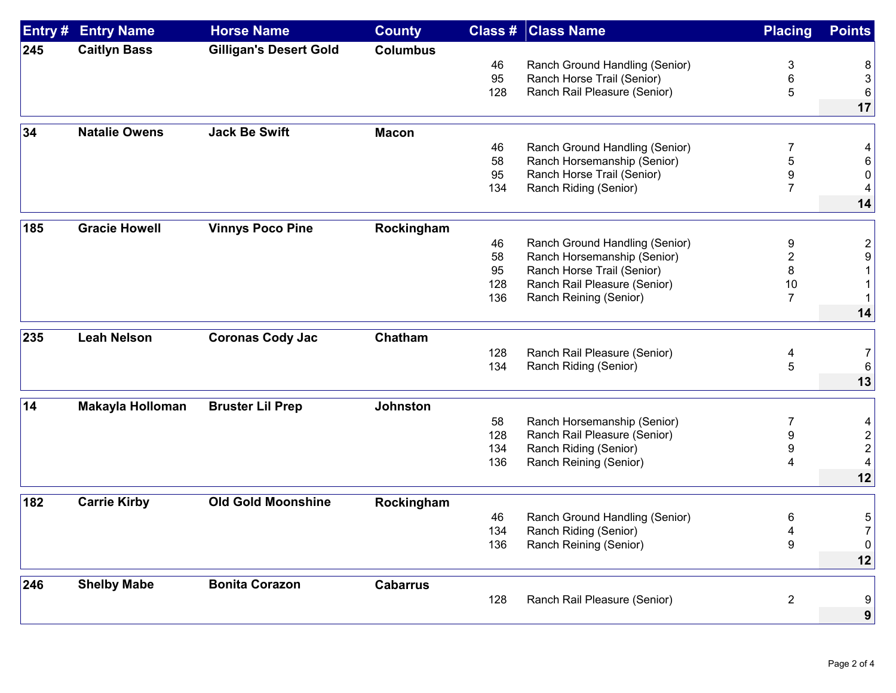| Entry # | Entry Name | Horse Name | County | Class # | Class Name | Placing | Points |
|---|---|---|---|---|---|---|---|
| **245** | **Caitlyn Bass** | **Gilligan's Desert Gold** | **Columbus** | | | | |
| | | | | 46 | Ranch Ground Handling (Senior) | 3 | 8 |
| | | | | 95 | Ranch Horse Trail (Senior) | 6 | 3 |
| | | | | 128 | Ranch Rail Pleasure (Senior) | 5 | 6 |
| | | | | | | | **17** |
| **34** | **Natalie Owens** | **Jack Be Swift** | **Macon** | | | | |
| | | | | 46 | Ranch Ground Handling (Senior) | 7 | 4 |
| | | | | 58 | Ranch Horsemanship (Senior) | 5 | 6 |
| | | | | 95 | Ranch Horse Trail (Senior) | 9 | 0 |
| | | | | 134 | Ranch Riding (Senior) | 7 | 4 |
| | | | | | | | **14** |
| **185** | **Gracie Howell** | **Vinnys Poco Pine** | **Rockingham** | | | | |
| | | | | 46 | Ranch Ground Handling (Senior) | 9 | 2 |
| | | | | 58 | Ranch Horsemanship (Senior) | 2 | 9 |
| | | | | 95 | Ranch Horse Trail (Senior) | 8 | 1 |
| | | | | 128 | Ranch Rail Pleasure (Senior) | 10 | 1 |
| | | | | 136 | Ranch Reining (Senior) | 7 | 1 |
| | | | | | | | **14** |
| **235** | **Leah Nelson** | **Coronas Cody Jac** | **Chatham** | | | | |
| | | | | 128 | Ranch Rail Pleasure (Senior) | 4 | 7 |
| | | | | 134 | Ranch Riding (Senior) | 5 | 6 |
| | | | | | | | **13** |
| **14** | **Makayla Holloman** | **Bruster Lil Prep** | **Johnston** | | | | |
| | | | | 58 | Ranch Horsemanship (Senior) | 7 | 4 |
| | | | | 128 | Ranch Rail Pleasure (Senior) | 9 | 2 |
| | | | | 134 | Ranch Riding (Senior) | 9 | 2 |
| | | | | 136 | Ranch Reining (Senior) | 4 | 4 |
| | | | | | | | **12** |
| **182** | **Carrie Kirby** | **Old Gold Moonshine** | **Rockingham** | | | | |
| | | | | 46 | Ranch Ground Handling (Senior) | 6 | 5 |
| | | | | 134 | Ranch Riding (Senior) | 4 | 7 |
| | | | | 136 | Ranch Reining (Senior) | 9 | 0 |
| | | | | | | | **12** |
| **246** | **Shelby Mabe** | **Bonita Corazon** | **Cabarrus** | | | | |
| | | | | 128 | Ranch Rail Pleasure (Senior) | 2 | 9 |
| | | | | | | | **9** |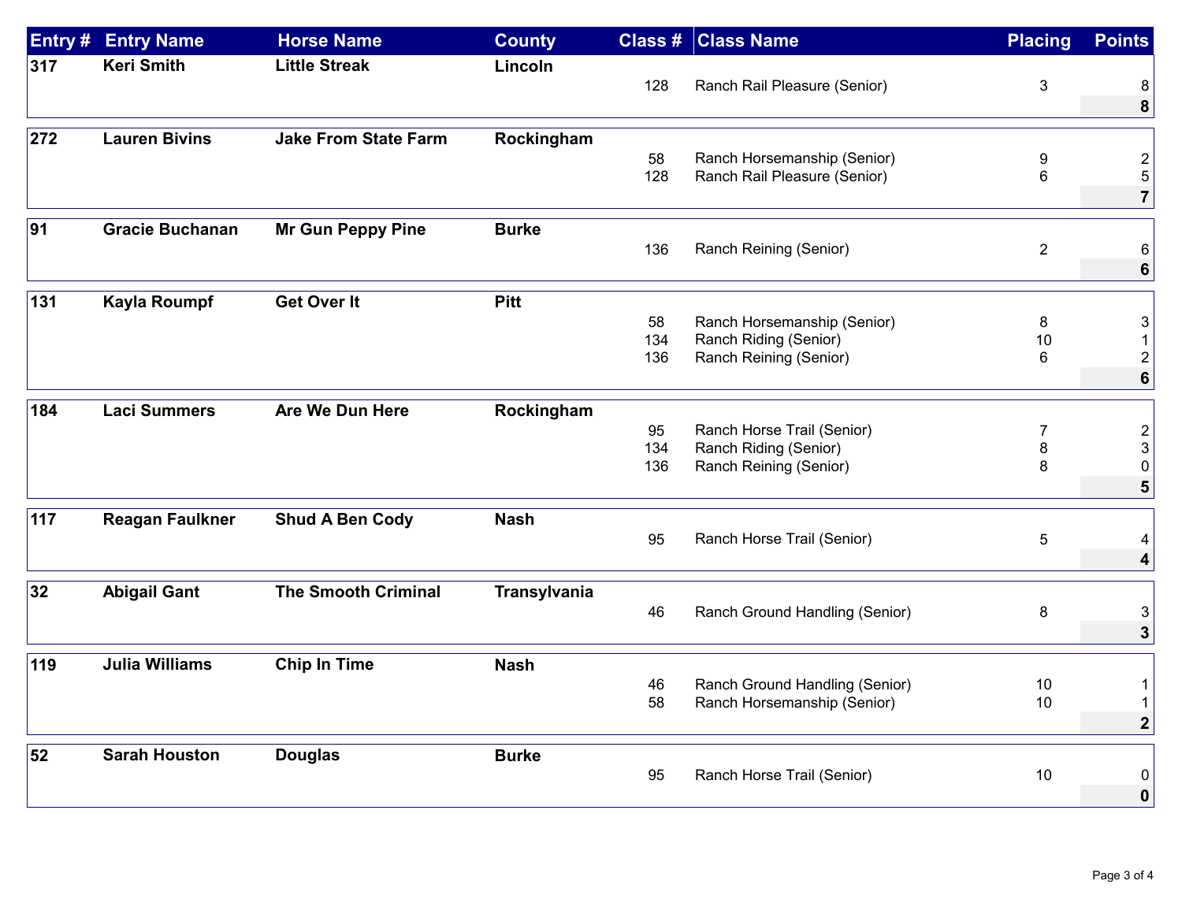| Entry # | Entry Name | Horse Name | County | Class # | Class Name | Placing | Points |
| --- | --- | --- | --- | --- | --- | --- | --- |
| **317** | **Keri Smith** | **Little Streak** | **Lincoln** | | | | |
| | | | | 128 | Ranch Rail Pleasure (Senior) | 3 | 8 |
| | | | | | | | **8** |
| **272** | **Lauren Bivins** | **Jake From State Farm** | **Rockingham** | | | | |
| | | | | 58 | Ranch Horsemanship (Senior) | 9 | 2 |
| | | | | 128 | Ranch Rail Pleasure (Senior) | 6 | 5 |
| | | | | | | | **7** |
| **91** | **Gracie Buchanan** | **Mr Gun Peppy Pine** | **Burke** | | | | |
| | | | | 136 | Ranch Reining (Senior) | 2 | 6 |
| | | | | | | | **6** |
| **131** | **Kayla Roumpf** | **Get Over It** | **Pitt** | | | | |
| | | | | 58 | Ranch Horsemanship (Senior) | 8 | 3 |
| | | | | 134 | Ranch Riding (Senior) | 10 | 1 |
| | | | | 136 | Ranch Reining (Senior) | 6 | 2 |
| | | | | | | | **6** |
| **184** | **Laci Summers** | **Are We Dun Here** | **Rockingham** | | | | |
| | | | | 95 | Ranch Horse Trail (Senior) | 7 | 2 |
| | | | | 134 | Ranch Riding (Senior) | 8 | 3 |
| | | | | 136 | Ranch Reining (Senior) | 8 | 0 |
| | | | | | | | **5** |
| **117** | **Reagan Faulkner** | **Shud A Ben Cody** | **Nash** | | | | |
| | | | | 95 | Ranch Horse Trail (Senior) | 5 | 4 |
| | | | | | | | **4** |
| **32** | **Abigail Gant** | **The Smooth Criminal** | **Transylvania** | | | | |
| | | | | 46 | Ranch Ground Handling (Senior) | 8 | 3 |
| | | | | | | | **3** |
| **119** | **Julia Williams** | **Chip In Time** | **Nash** | | | | |
| | | | | 46 | Ranch Ground Handling (Senior) | 10 | 1 |
| | | | | 58 | Ranch Horsemanship (Senior) | 10 | 1 |
| | | | | | | | **2** |
| **52** | **Sarah Houston** | **Douglas** | **Burke** | | | | |
| | | | | 95 | Ranch Horse Trail (Senior) | 10 | 0 |
| | | | | | | | **0** |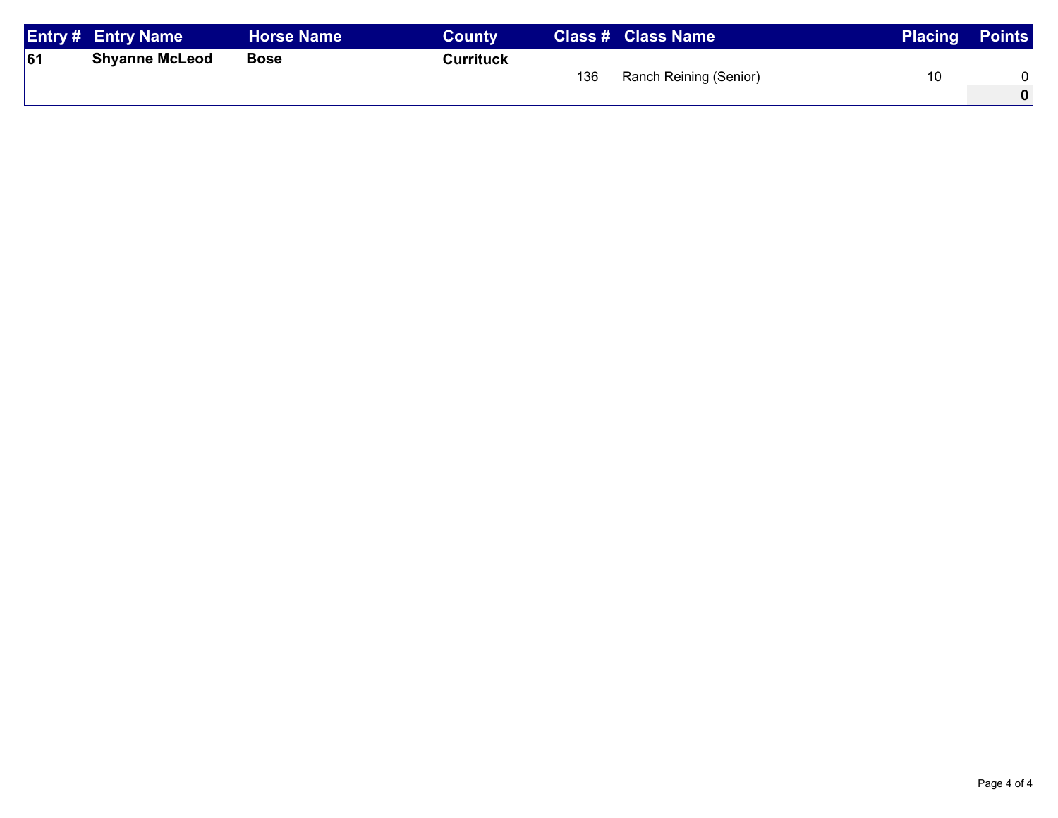| Entry # | Entry Name | Horse Name | County | Class # | Class Name | Placing | Points |
|---|---|---|---|---|---|---|---|
| **61** | **Shyanne McLeod** | **Bose** | **Currituck** | | | | |
| | | | | 136 | Ranch Reining (Senior) | 10 | 0 |
| | | | | | | | **0** |